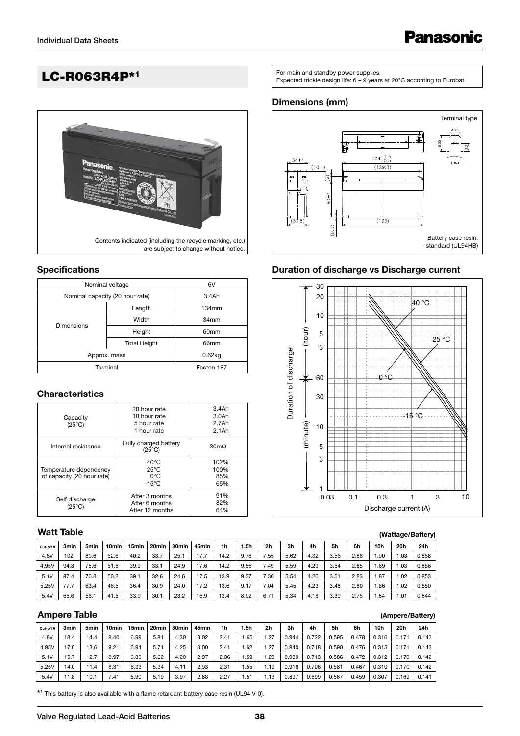# LC-R063R4P[*1]

For main and standby power supplies.
Expected trickle design life: 6 – 9 years at 20°C according to Eurobat.

Contents indicated (including the recycle marking, etc.) are subject to change without notice.

## Dimensions (mm)

Battery case resin: standard (UL94HB)

## Specifications

| Nominal voltage | | 6V |
|---|---|---|
| Nominal capacity (20 hour rate) | | 3.4Ah |
| Dimensions | Length | 134mm |
| | Width | 34mm |
| | Height | 60mm |
| | Total Height | 66mm |
| Approx. mass | | 0.62kg |
| Terminal | | Faston 187 |

## Duration of discharge vs Discharge current

## Characteristics

| | | |
|---|---|---|
| Capacity (25°C) | 20 hour rate<br>10 hour rate<br>5 hour rate<br>1 hour rate | 3.4Ah<br>3.0Ah<br>2.7Ah<br>2.1Ah |
| Internal resistance | Fully charged battery (25°C) | 30mΩ |
| Temperature dependency of capacity (20 hour rate) | 40°C<br>25°C<br>0°C<br>-15°C | 102%<br>100%<br>85%<br>65% |
| Self discharge (25°C) | After 3 months<br>After 6 months<br>After 12 months | 91%<br>82%<br>64% |

## Watt Table

(Wattage/Battery)

| Cut-off V | 3min | 5min | 10min | 15min | 20min | 30min | 45min | 1h | 1.5h | 2h | 3h | 4h | 5h | 6h | 10h | 20h | 24h |
|---|---|---|---|---|---|---|---|---|---|---|---|---|---|---|---|---|---|
| 4.8V | 102 | 80.6 | 52.6 | 40.2 | 33.7 | 25.1 | 17.7 | 14.2 | 9.76 | 7.55 | 5.62 | 4.32 | 3.56 | 2.86 | 1.90 | 1.03 | 0.858 |
| 4.95V | 94.8 | 75.6 | 51.6 | 39.9 | 33.1 | 24.9 | 17.6 | 14.2 | 9.56 | 7.49 | 5.59 | 4.29 | 3.54 | 2.85 | 1.89 | 1.03 | 0.856 |
| 5.1V | 87.4 | 70.8 | 50.2 | 39.1 | 32.6 | 24.6 | 17.5 | 13.9 | 9.37 | 7.30 | 5.54 | 4.26 | 3.51 | 2.83 | 1.87 | 1.02 | 0.853 |
| 5.25V | 77.7 | 63.4 | 46.5 | 36.4 | 30.9 | 24.0 | 17.2 | 13.6 | 9.17 | 7.04 | 5.45 | 4.23 | 3.48 | 2.80 | 1.86 | 1.02 | 0.850 |
| 5.4V | 65.6 | 56.1 | 41.5 | 33.9 | 30.1 | 23.2 | 16.9 | 13.4 | 8.92 | 6.71 | 5.34 | 4.18 | 3.39 | 2.75 | 1.84 | 1.01 | 0.844 |

## Ampere Table

(Ampere/Battery)

| Cut-off V | 3min | 5min | 10min | 15min | 20min | 30min | 45min | 1h | 1.5h | 2h | 3h | 4h | 5h | 6h | 10h | 20h | 24h |
|---|---|---|---|---|---|---|---|---|---|---|---|---|---|---|---|---|---|
| 4.8V | 18.4 | 14.4 | 9.40 | 6.99 | 5.81 | 4.30 | 3.02 | 2.41 | 1.65 | 1.27 | 0.944 | 0.722 | 0.595 | 0.478 | 0.316 | 0.171 | 0.143 |
| 4.95V | 17.0 | 13.6 | 9.21 | 6.94 | 5.71 | 4.25 | 3.00 | 2.41 | 1.62 | 1.27 | 0.940 | 0.718 | 0.590 | 0.476 | 0.315 | 0.171 | 0.143 |
| 5.1V | 15.7 | 12.7 | 8.97 | 6.80 | 5.62 | 4.20 | 2.97 | 2.36 | 1.59 | 1.23 | 0.930 | 0.713 | 0.586 | 0.472 | 0.312 | 0.170 | 0.142 |
| 5.25V | 14.0 | 11.4 | 8.31 | 6.33 | 5.34 | 4.11 | 2.93 | 2.31 | 1.55 | 1.19 | 0.916 | 0.708 | 0.581 | 0.467 | 0.310 | 0.170 | 0.142 |
| 5.4V | 11.8 | 10.1 | 7.41 | 5.90 | 5.19 | 3.97 | 2.88 | 2.27 | 1.51 | 1.13 | 0.897 | 0.699 | 0.567 | 0.459 | 0.307 | 0.169 | 0.141 |

[*1] This battery is also available with a flame retardant battery case resin (UL94 V-0).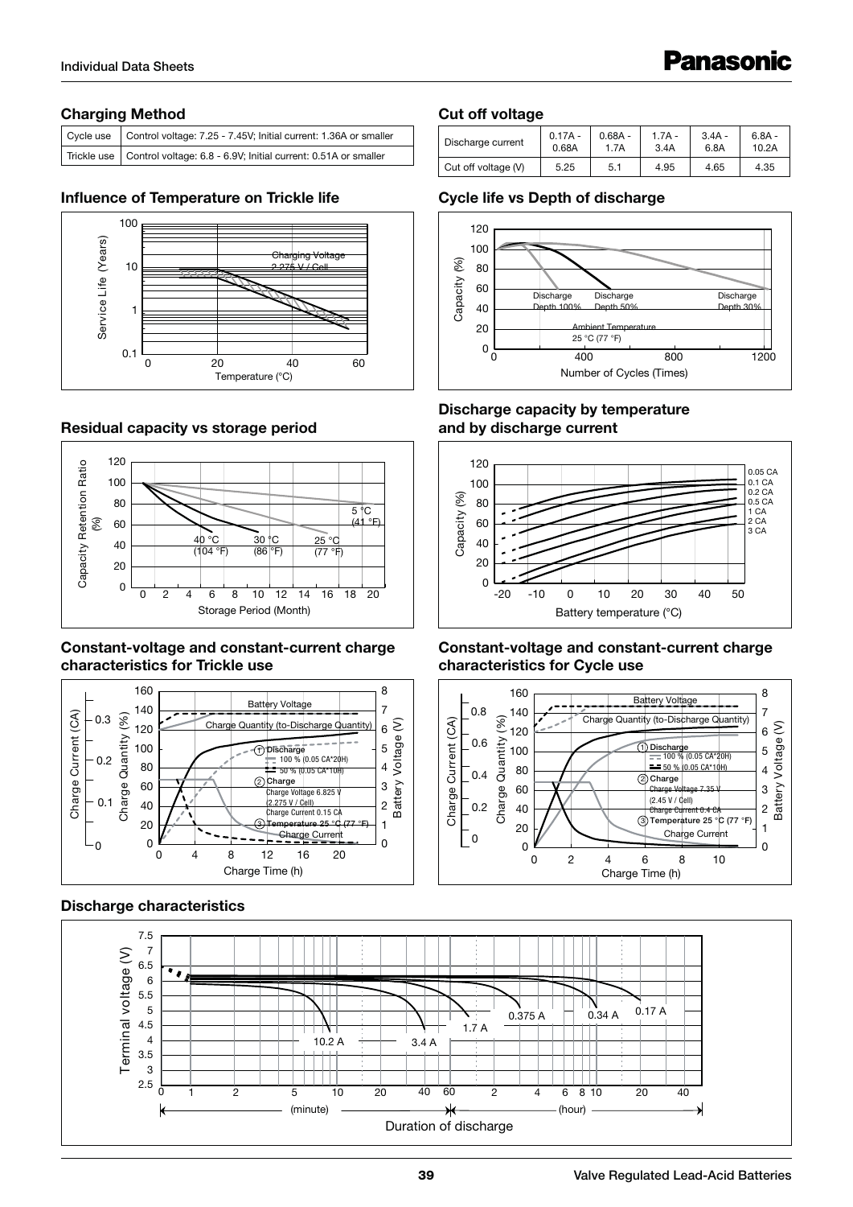## Charging Method

| | |
|---|---|
| Cycle use | Control voltage: 7.25 - 7.45V; Initial current: 1.36A or smaller |
| Trickle use | Control voltage: 6.8 - 6.9V; Initial current: 0.51A or smaller |

## Influence of Temperature on Trickle life

Service Life (Years)
100
10
1
0.1
Charging Voltage
2.275 V / Cell
0
20
40
60
Temperature (°C)

## Residual capacity vs storage period

Capacity Retention Ratio (%)
120
100
80
60
40
20
0
5 °C
(41 °F)
40 °C
(104 °F)
30 °C
(86 °F)
25 °C
(77 °F)
0 2 4 6 8 10 12 14 16 18 20
Storage Period (Month)

## Constant-voltage and constant-current charge characteristics for Trickle use

Charge Current (CA)
0.3
0.2
0.1
0
Charge Quantity (%)
160
140
120
100
80
60
40
20
0
Battery Voltage (V)
8
7
6
5
4
3
2
1
0
Battery Voltage
Charge Quantity (to-Discharge Quantity)
① Discharge
100 % (0.05 CA*20H)
50 % (0.05 CA*10H)
② Charge
Charge Voltage 6.825 V
(2.275 V / Cell)
Charge Current 0.15 CA
③ Temperature 25 °C (77 °F)
Charge Current
0 4 8 12 16 20
Charge Time (h)

## Cut off voltage

| Discharge current | 0.17A - 0.68A | 0.68A - 1.7A | 1.7A - 3.4A | 3.4A - 6.8A | 6.8A - 10.2A |
|---|---|---|---|---|---|
| Cut off voltage (V) | 5.25 | 5.1 | 4.95 | 4.65 | 4.35 |

## Cycle life vs Depth of discharge

Capacity (%)
120
100
80
60
40
20
0
Discharge
Depth 100%
Discharge
Depth 50%
Discharge
Depth 30%
Ambient Temperature
25 °C (77 °F)
0 400 800 1200
Number of Cycles (Times)

## Discharge capacity by temperature and by discharge current

Capacity (%)
120
100
80
60
40
20
0
0.05 CA
0.1 CA
0.2 CA
0.5 CA
1 CA
2 CA
3 CA
-20 -10 0 10 20 30 40 50
Battery temperature (°C)

## Constant-voltage and constant-current charge characteristics for Cycle use

Charge Current (CA)
0.8
0.6
0.4
0.2
0
Charge Quantity (%)
160
140
120
100
80
60
40
20
0
Battery Voltage (V)
8
7
6
5
4
3
2
1
0
Battery Voltage
Charge Quantity (to-Discharge Quantity)
① Discharge
100 % (0.05 CA*20H)
50 % (0.05 CA*10H)
② Charge
Charge Voltage 7.35 V
(2.45 V / Cell)
Charge Current 0.4 CA
③ Temperature 25 °C (77 °F)
Charge Current
0 2 4 6 8 10
Charge Time (h)

## Discharge characteristics

Terminal voltage (V)
7.5
7
6.5
6
5.5
5
4.5
4
3.5
3
2.5
10.2 A
3.4 A
1.7 A
0.375 A
0.34 A
0.17 A
0 1 2 5 10 20 40 60 2 4 6 8 10 20 40
(minute)
(hour)
Duration of discharge